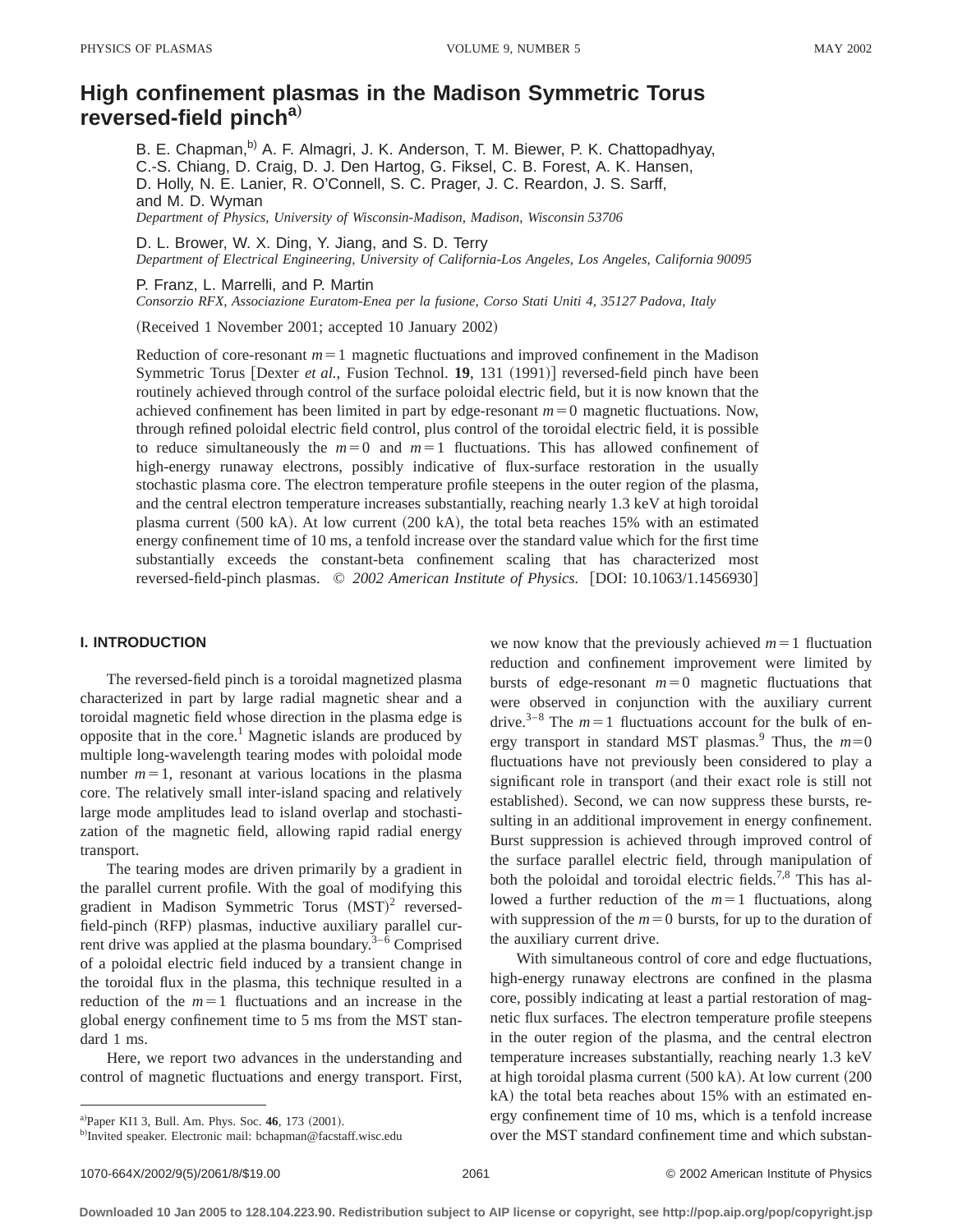# High confinement plasmas in the Madison Symmetric Torus reversed-field pinch[a]

B. E. Chapman,[b] A. F. Almagri, J. K. Anderson, T. M. Biewer, P. K. Chattopadhyay, C.-S. Chiang, D. Craig, D. J. Den Hartog, G. Fiksel, C. B. Forest, A. K. Hansen, D. Holly, N. E. Lanier, R. O'Connell, S. C. Prager, J. C. Reardon, J. S. Sarff, and M. D. Wyman

*Department of Physics, University of Wisconsin-Madison, Madison, Wisconsin 53706*

D. L. Brower, W. X. Ding, Y. Jiang, and S. D. Terry

*Department of Electrical Engineering, University of California-Los Angeles, Los Angeles, California 90095*

P. Franz, L. Marrelli, and P. Martin

*Consorzio RFX, Associazione Euratom-Enea per la fusione, Corso Stati Uniti 4, 35127 Padova, Italy*

(Received 1 November 2001; accepted 10 January 2002)

Reduction of core-resonant $m=1$ magnetic fluctuations and improved confinement in the Madison Symmetric Torus [Dexter *et al.*, Fusion Technol. **19**, 131 (1991)] reversed-field pinch have been routinely achieved through control of the surface poloidal electric field, but it is now known that the achieved confinement has been limited in part by edge-resonant $m=0$ magnetic fluctuations. Now, through refined poloidal electric field control, plus control of the toroidal electric field, it is possible to reduce simultaneously the $m=0$ and $m=1$ fluctuations. This has allowed confinement of high-energy runaway electrons, possibly indicative of flux-surface restoration in the usually stochastic plasma core. The electron temperature profile steepens in the outer region of the plasma, and the central electron temperature increases substantially, reaching nearly 1.3 keV at high toroidal plasma current (500 kA). At low current (200 kA), the total beta reaches 15% with an estimated energy confinement time of 10 ms, a tenfold increase over the standard value which for the first time substantially exceeds the constant-beta confinement scaling that has characterized most reversed-field-pinch plasmas. © *2002 American Institute of Physics.* [DOI: 10.1063/1.1456930]

## I. INTRODUCTION

The reversed-field pinch is a toroidal magnetized plasma characterized in part by large radial magnetic shear and a toroidal magnetic field whose direction in the plasma edge is opposite that in the core.[1] Magnetic islands are produced by multiple long-wavelength tearing modes with poloidal mode number $m=1$, resonant at various locations in the plasma core. The relatively small inter-island spacing and relatively large mode amplitudes lead to island overlap and stochastization of the magnetic field, allowing rapid radial energy transport.

The tearing modes are driven primarily by a gradient in the parallel current profile. With the goal of modifying this gradient in Madison Symmetric Torus (MST)[2] reversed-field-pinch (RFP) plasmas, inductive auxiliary parallel current drive was applied at the plasma boundary.[3–6] Comprised of a poloidal electric field induced by a transient change in the toroidal flux in the plasma, this technique resulted in a reduction of the $m=1$ fluctuations and an increase in the global energy confinement time to 5 ms from the MST standard 1 ms.

Here, we report two advances in the understanding and control of magnetic fluctuations and energy transport. First, we now know that the previously achieved $m=1$ fluctuation reduction and confinement improvement were limited by bursts of edge-resonant $m=0$ magnetic fluctuations that were observed in conjunction with the auxiliary current drive.[3–8] The $m=1$ fluctuations account for the bulk of energy transport in standard MST plasmas.[9] Thus, the $m=0$ fluctuations have not previously been considered to play a significant role in transport (and their exact role is still not established). Second, we can now suppress these bursts, resulting in an additional improvement in energy confinement. Burst suppression is achieved through improved control of the surface parallel electric field, through manipulation of both the poloidal and toroidal electric fields.[7,8] This has allowed a further reduction of the $m=1$ fluctuations, along with suppression of the $m=0$ bursts, for up to the duration of the auxiliary current drive.

With simultaneous control of core and edge fluctuations, high-energy runaway electrons are confined in the plasma core, possibly indicating at least a partial restoration of magnetic flux surfaces. The electron temperature profile steepens in the outer region of the plasma, and the central electron temperature increases substantially, reaching nearly 1.3 keV at high toroidal plasma current (500 kA). At low current (200 kA) the total beta reaches about 15% with an estimated energy confinement time of 10 ms, which is a tenfold increase over the MST standard confinement time and which substan-

[a] Paper KI1 3, Bull. Am. Phys. Soc. **46**, 173 (2001).

[b] Invited speaker. Electronic mail: bchapman@facstaff.wisc.edu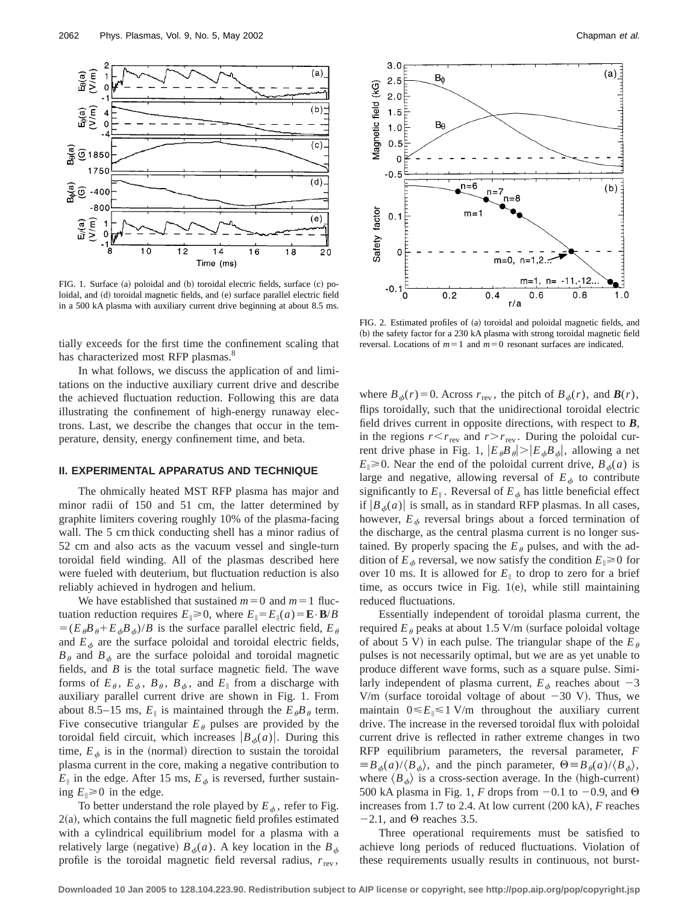FIG. 1. Surface (a) poloidal and (b) toroidal electric fields, surface (c) poloidal, and (d) toroidal magnetic fields, and (e) surface parallel electric field in a 500 kA plasma with auxiliary current drive beginning at about 8.5 ms.

FIG. 2. Estimated profiles of (a) toroidal and poloidal magnetic fields, and (b) the safety factor for a 230 kA plasma with strong toroidal magnetic field reversal. Locations of $m=1$ and $m=0$ resonant surfaces are indicated.

tially exceeds for the first time the confinement scaling that has characterized most RFP plasmas.[8]

In what follows, we discuss the application of and limitations on the inductive auxiliary current drive and describe the achieved fluctuation reduction. Following this are data illustrating the confinement of high-energy runaway electrons. Last, we describe the changes that occur in the temperature, density, energy confinement time, and beta.

## II. EXPERIMENTAL APPARATUS AND TECHNIQUE

The ohmically heated MST RFP plasma has major and minor radii of 150 and 51 cm, the latter determined by graphite limiters covering roughly 10% of the plasma-facing wall. The 5 cm thick conducting shell has a minor radius of 52 cm and also acts as the vacuum vessel and single-turn toroidal field winding. All of the plasmas described here were fueled with deuterium, but fluctuation reduction is also reliably achieved in hydrogen and helium.

We have established that sustained $m=0$ and $m=1$ fluctuation reduction requires $E_\parallel \geq 0$, where $E_\parallel = E_\parallel(a) = \mathbf{E}\cdot\mathbf{B}/B = (E_\theta B_\theta + E_\phi B_\phi)/B$ is the surface parallel electric field, $E_\theta$ and $E_\phi$ are the surface poloidal and toroidal electric fields, $B_\theta$ and $B_\phi$ are the surface poloidal and toroidal magnetic fields, and $B$ is the total surface magnetic field. The wave forms of $E_\theta$, $E_\phi$, $B_\theta$, $B_\phi$, and $E_\parallel$ from a discharge with auxiliary parallel current drive are shown in Fig. 1. From about 8.5–15 ms, $E_\parallel$ is maintained through the $E_\theta B_\theta$ term. Five consecutive triangular $E_\theta$ pulses are provided by the toroidal field circuit, which increases $|B_\phi(a)|$. During this time, $E_\phi$ is in the (normal) direction to sustain the toroidal plasma current in the core, making a negative contribution to $E_\parallel$ in the edge. After 15 ms, $E_\phi$ is reversed, further sustaining $E_\parallel \geq 0$ in the edge.

To better understand the role played by $E_\phi$, refer to Fig. 2(a), which contains the full magnetic field profiles estimated with a cylindrical equilibrium model for a plasma with a relatively large (negative) $B_\phi(a)$. A key location in the $B_\phi$ profile is the toroidal magnetic field reversal radius, $r_{\mathrm{rev}}$, where $B_\phi(r)=0$. Across $r_{\mathrm{rev}}$, the pitch of $B_\phi(r)$, and $\boldsymbol{B}(r)$, flips toroidally, such that the unidirectional toroidal electric field drives current in opposite directions, with respect to $\boldsymbol{B}$, in the regions $r<r_{\mathrm{rev}}$ and $r>r_{\mathrm{rev}}$. During the poloidal current drive phase in Fig. 1, $|E_\theta B_\theta| > |E_\phi B_\phi|$, allowing a net $E_\parallel \geq 0$. Near the end of the poloidal current drive, $B_\phi(a)$ is large and negative, allowing reversal of $E_\phi$ to contribute significantly to $E_\parallel$. Reversal of $E_\phi$ has little beneficial effect if $|B_\phi(a)|$ is small, as in standard RFP plasmas. In all cases, however, $E_\phi$ reversal brings about a forced termination of the discharge, as the central plasma current is no longer sustained. By properly spacing the $E_\theta$ pulses, and with the addition of $E_\phi$ reversal, we now satisfy the condition $E_\parallel \geq 0$ for over 10 ms. It is allowed for $E_\parallel$ to drop to zero for a brief time, as occurs twice in Fig. 1(e), while still maintaining reduced fluctuations.

Essentially independent of toroidal plasma current, the required $E_\theta$ peaks at about 1.5 V/m (surface poloidal voltage of about 5 V) in each pulse. The triangular shape of the $E_\theta$ pulses is not necessarily optimal, but we are as yet unable to produce different wave forms, such as a square pulse. Similarly independent of plasma current, $E_\phi$ reaches about $-3$ V/m (surface toroidal voltage of about $-30$ V). Thus, we maintain $0 \leq E_\parallel \leq 1$ V/m throughout the auxiliary current drive. The increase in the reversed toroidal flux with poloidal current drive is reflected in rather extreme changes in two RFP equilibrium parameters, the reversal parameter, $F \equiv B_\phi(a)/\langle B_\phi \rangle$, and the pinch parameter, $\Theta \equiv B_\theta(a)/\langle B_\phi \rangle$, where $\langle B_\phi \rangle$ is a cross-section average. In the (high-current) 500 kA plasma in Fig. 1, $F$ drops from $-0.1$ to $-0.9$, and $\Theta$ increases from 1.7 to 2.4. At low current (200 kA), $F$ reaches $-2.1$, and $\Theta$ reaches 3.5.

Three operational requirements must be satisfied to achieve long periods of reduced fluctuations. Violation of these requirements usually results in continuous, not burst-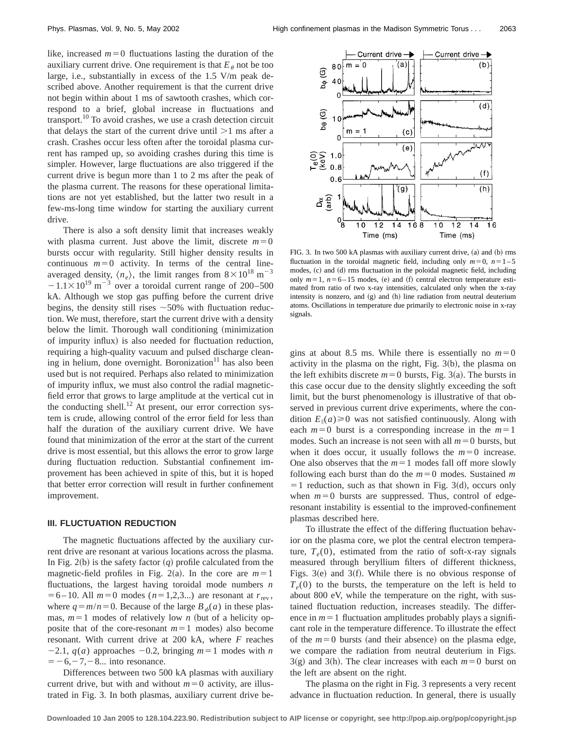like, increased $m=0$ fluctuations lasting the duration of the auxiliary current drive. One requirement is that $E_\theta$ not be too large, i.e., substantially in excess of the 1.5 V/m peak described above. Another requirement is that the current drive not begin within about 1 ms of sawtooth crashes, which correspond to a brief, global increase in fluctuations and transport.[10] To avoid crashes, we use a crash detection circuit that delays the start of the current drive until >1 ms after a crash. Crashes occur less often after the toroidal plasma current has ramped up, so avoiding crashes during this time is simpler. However, large fluctuations are also triggered if the current drive is begun more than 1 to 2 ms after the peak of the plasma current. The reasons for these operational limitations are not yet established, but the latter two result in a few-ms-long time window for starting the auxiliary current drive.

There is also a soft density limit that increases weakly with plasma current. Just above the limit, discrete $m=0$ bursts occur with regularity. Still higher density results in continuous $m=0$ activity. In terms of the central line-averaged density, $\langle n_e \rangle$, the limit ranges from $8\times10^{18}\ \mathrm{m}^{-3}-1.1\times10^{19}\ \mathrm{m}^{-3}$ over a toroidal current range of 200–500 kA. Although we stop gas puffing before the current drive begins, the density still rises ~50% with fluctuation reduction. We must, therefore, start the current drive with a density below the limit. Thorough wall conditioning (minimization of impurity influx) is also needed for fluctuation reduction, requiring a high-quality vacuum and pulsed discharge cleaning in helium, done overnight. Boronization[11] has also been used but is not required. Perhaps also related to minimization of impurity influx, we must also control the radial magnetic-field error that grows to large amplitude at the vertical cut in the conducting shell.[12] At present, our error correction system is crude, allowing control of the error field for less than half the duration of the auxiliary current drive. We have found that minimization of the error at the start of the current drive is most essential, but this allows the error to grow large during fluctuation reduction. Substantial confinement improvement has been achieved in spite of this, but it is hoped that better error correction will result in further confinement improvement.

### III. FLUCTUATION REDUCTION

The magnetic fluctuations affected by the auxiliary current drive are resonant at various locations across the plasma. In Fig. 2(b) is the safety factor ($q$) profile calculated from the magnetic-field profiles in Fig. 2(a). In the core are $m=1$ fluctuations, the largest having toroidal mode numbers $n=6$–10. All $m=0$ modes ($n=1,2,3...$) are resonant at $r_{\mathrm{rev}}$, where $q=m/n=0$. Because of the large $B_\phi(a)$ in these plasmas, $m=1$ modes of relatively low $n$ (but of a helicity opposite that of the core-resonant $m=1$ modes) also become resonant. With current drive at 200 kA, where $F$ reaches $-2.1$, $q(a)$ approaches $-0.2$, bringing $m=1$ modes with $n=-6,-7,-8...$ into resonance.

Differences between two 500 kA plasmas with auxiliary current drive, but with and without $m=0$ activity, are illustrated in Fig. 3. In both plasmas, auxiliary current drive begins at about 8.5 ms. While there is essentially no $m=0$ activity in the plasma on the right, Fig. 3(b), the plasma on the left exhibits discrete $m=0$ bursts, Fig. 3(a). The bursts in this case occur due to the density slightly exceeding the soft limit, but the burst phenomenology is illustrative of that observed in previous current drive experiments, where the condition $E_\parallel(a)\geq 0$ was not satisfied continuously. Along with each $m=0$ burst is a corresponding increase in the $m=1$ modes. Such an increase is not seen with all $m=0$ bursts, but when it does occur, it usually follows the $m=0$ increase. One also observes that the $m=1$ modes fall off more slowly following each burst than do the $m=0$ modes. Sustained $m=1$ reduction, such as that shown in Fig. 3(d), occurs only when $m=0$ bursts are suppressed. Thus, control of edge-resonant instability is essential to the improved-confinement plasmas described here.

FIG. 3. In two 500 kA plasmas with auxiliary current drive, (a) and (b) rms fluctuation in the toroidal magnetic field, including only $m=0$, $n=1$–5 modes, (c) and (d) rms fluctuation in the poloidal magnetic field, including only $m=1$, $n=6$–15 modes, (e) and (f) central electron temperature estimated from ratio of two x-ray intensities, calculated only when the x-ray intensity is nonzero, and (g) and (h) line radiation from neutral deuterium atoms. Oscillations in temperature due primarily to electronic noise in x-ray signals.

To illustrate the effect of the differing fluctuation behavior on the plasma core, we plot the central electron temperature, $T_e(0)$, estimated from the ratio of soft-x-ray signals measured through beryllium filters of different thickness, Figs. 3(e) and 3(f). While there is no obvious response of $T_e(0)$ to the bursts, the temperature on the left is held to about 800 eV, while the temperature on the right, with sustained fluctuation reduction, increases steadily. The difference in $m=1$ fluctuation amplitudes probably plays a significant role in the temperature difference. To illustrate the effect of the $m=0$ bursts (and their absence) on the plasma edge, we compare the radiation from neutral deuterium in Figs. 3(g) and 3(h). The clear increases with each $m=0$ burst on the left are absent on the right.

The plasma on the right in Fig. 3 represents a very recent advance in fluctuation reduction. In general, there is usually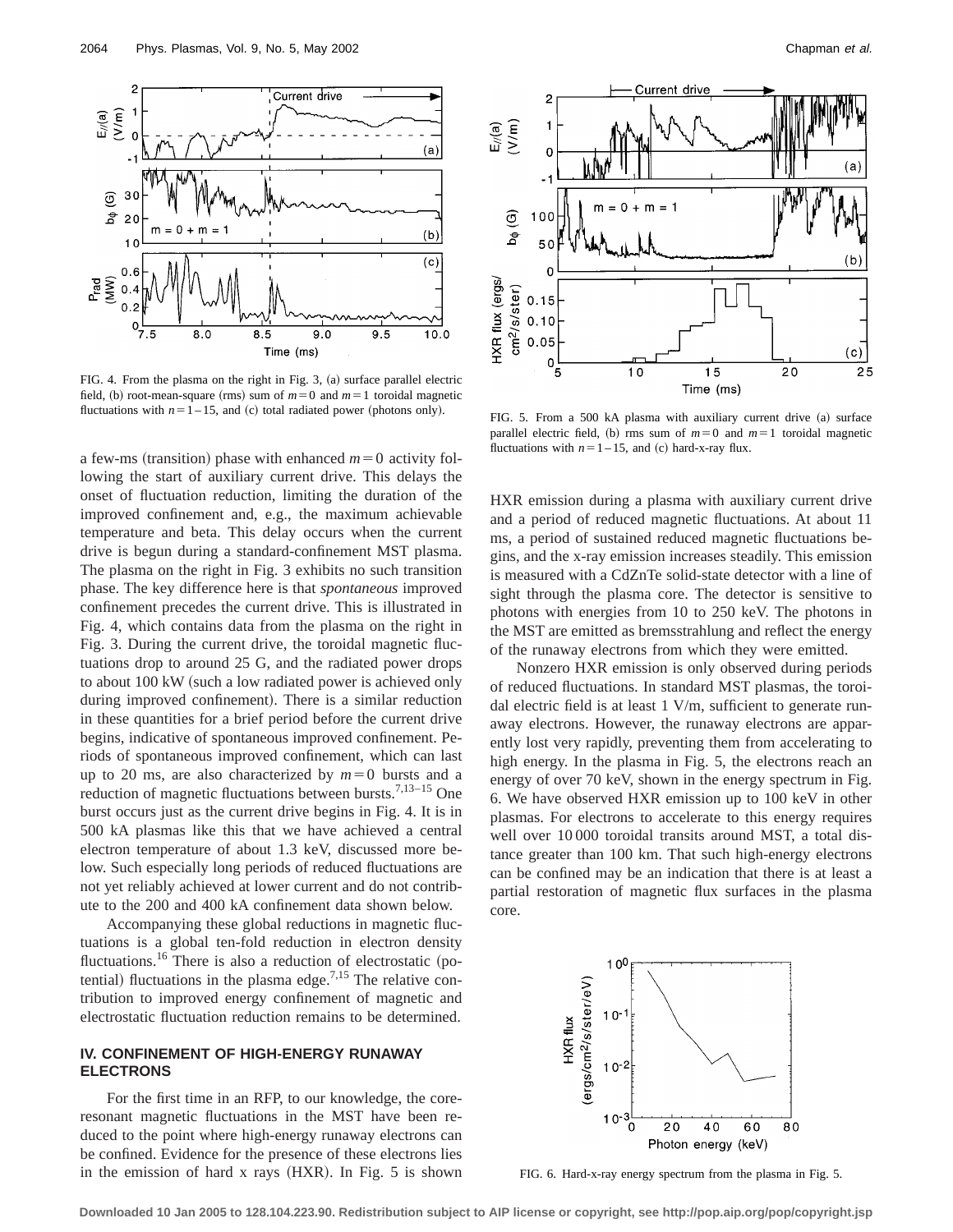FIG. 4. From the plasma on the right in Fig. 3, (a) surface parallel electric field, (b) root-mean-square (rms) sum of $m=0$ and $m=1$ toroidal magnetic fluctuations with $n=1-15$, and (c) total radiated power (photons only).

FIG. 5. From a 500 kA plasma with auxiliary current drive (a) surface parallel electric field, (b) rms sum of $m=0$ and $m=1$ toroidal magnetic fluctuations with $n=1-15$, and (c) hard-x-ray flux.

a few-ms (transition) phase with enhanced $m=0$ activity following the start of auxiliary current drive. This delays the onset of fluctuation reduction, limiting the duration of the improved confinement and, e.g., the maximum achievable temperature and beta. This delay occurs when the current drive is begun during a standard-confinement MST plasma. The plasma on the right in Fig. 3 exhibits no such transition phase. The key difference here is that *spontaneous* improved confinement precedes the current drive. This is illustrated in Fig. 4, which contains data from the plasma on the right in Fig. 3. During the current drive, the toroidal magnetic fluctuations drop to around 25 G, and the radiated power drops to about 100 kW (such a low radiated power is achieved only during improved confinement). There is a similar reduction in these quantities for a brief period before the current drive begins, indicative of spontaneous improved confinement. Periods of spontaneous improved confinement, which can last up to 20 ms, are also characterized by $m=0$ bursts and a reduction of magnetic fluctuations between bursts.[7,13–15] One burst occurs just as the current drive begins in Fig. 4. It is in 500 kA plasmas like this that we have achieved a central electron temperature of about 1.3 keV, discussed more below. Such especially long periods of reduced fluctuations are not yet reliably achieved at lower current and do not contribute to the 200 and 400 kA confinement data shown below.

Accompanying these global reductions in magnetic fluctuations is a global ten-fold reduction in electron density fluctuations.[16] There is also a reduction of electrostatic (potential) fluctuations in the plasma edge.[7,15] The relative contribution to improved energy confinement of magnetic and electrostatic fluctuation reduction remains to be determined.

## IV. CONFINEMENT OF HIGH-ENERGY RUNAWAY ELECTRONS

For the first time in an RFP, to our knowledge, the core-resonant magnetic fluctuations in the MST have been reduced to the point where high-energy runaway electrons can be confined. Evidence for the presence of these electrons lies in the emission of hard x rays (HXR). In Fig. 5 is shown HXR emission during a plasma with auxiliary current drive and a period of reduced magnetic fluctuations. At about 11 ms, a period of sustained reduced magnetic fluctuations begins, and the x-ray emission increases steadily. This emission is measured with a CdZnTe solid-state detector with a line of sight through the plasma core. The detector is sensitive to photons with energies from 10 to 250 keV. The photons in the MST are emitted as bremsstrahlung and reflect the energy of the runaway electrons from which they were emitted.

Nonzero HXR emission is only observed during periods of reduced fluctuations. In standard MST plasmas, the toroidal electric field is at least 1 V/m, sufficient to generate runaway electrons. However, the runaway electrons are apparently lost very rapidly, preventing them from accelerating to high energy. In the plasma in Fig. 5, the electrons reach an energy of over 70 keV, shown in the energy spectrum in Fig. 6. We have observed HXR emission up to 100 keV in other plasmas. For electrons to accelerate to this energy requires well over 10 000 toroidal transits around MST, a total distance greater than 100 km. That such high-energy electrons can be confined may be an indication that there is at least a partial restoration of magnetic flux surfaces in the plasma core.

FIG. 6. Hard-x-ray energy spectrum from the plasma in Fig. 5.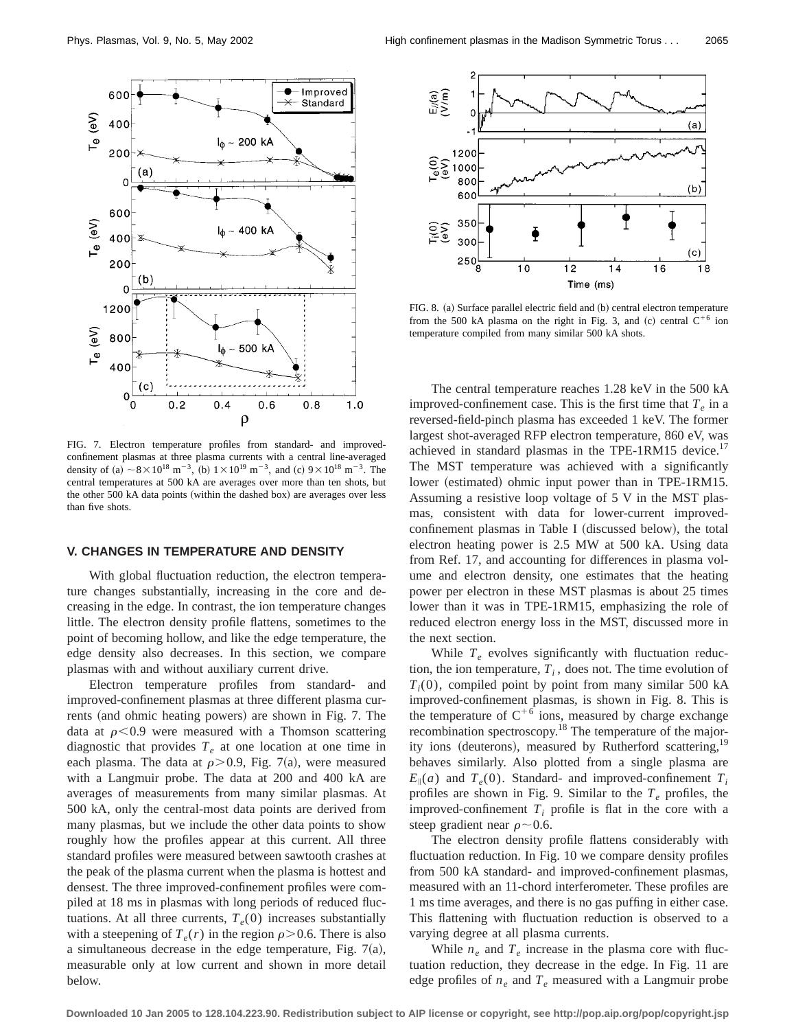FIG. 7. Electron temperature profiles from standard- and improved-confinement plasmas at three plasma currents with a central line-averaged density of (a) $\sim 8\times10^{18}$ m$^{-3}$, (b) $1\times10^{19}$ m$^{-3}$, and (c) $9\times10^{18}$ m$^{-3}$. The central temperatures at 500 kA are averages over more than ten shots, but the other 500 kA data points (within the dashed box) are averages over less than five shots.

## V. CHANGES IN TEMPERATURE AND DENSITY

With global fluctuation reduction, the electron temperature changes substantially, increasing in the core and decreasing in the edge. In contrast, the ion temperature changes little. The electron density profile flattens, sometimes to the point of becoming hollow, and like the edge temperature, the edge density also decreases. In this section, we compare plasmas with and without auxiliary current drive.

Electron temperature profiles from standard- and improved-confinement plasmas at three different plasma currents (and ohmic heating powers) are shown in Fig. 7. The data at $\rho<0.9$ were measured with a Thomson scattering diagnostic that provides $T_e$ at one location at one time in each plasma. The data at $\rho>0.9$, Fig. 7(a), were measured with a Langmuir probe. The data at 200 and 400 kA are averages of measurements from many similar plasmas. At 500 kA, only the central-most data points are derived from many plasmas, but we include the other data points to show roughly how the profiles appear at this current. All three standard profiles were measured between sawtooth crashes at the peak of the plasma current when the plasma is hottest and densest. The three improved-confinement profiles were compiled at 18 ms in plasmas with long periods of reduced fluctuations. At all three currents, $T_e(0)$ increases substantially with a steepening of $T_e(r)$ in the region $\rho>0.6$. There is also a simultaneous decrease in the edge temperature, Fig. 7(a), measurable only at low current and shown in more detail below.

FIG. 8. (a) Surface parallel electric field and (b) central electron temperature from the 500 kA plasma on the right in Fig. 3, and (c) central $C^{+6}$ ion temperature compiled from many similar 500 kA shots.

The central temperature reaches 1.28 keV in the 500 kA improved-confinement case. This is the first time that $T_e$ in a reversed-field-pinch plasma has exceeded 1 keV. The former largest shot-averaged RFP electron temperature, 860 eV, was achieved in standard plasmas in the TPE-1RM15 device.[17] The MST temperature was achieved with a significantly lower (estimated) ohmic input power than in TPE-1RM15. Assuming a resistive loop voltage of 5 V in the MST plasmas, consistent with data for lower-current improved-confinement plasmas in Table I (discussed below), the total electron heating power is 2.5 MW at 500 kA. Using data from Ref. 17, and accounting for differences in plasma volume and electron density, one estimates that the heating power per electron in these MST plasmas is about 25 times lower than it was in TPE-1RM15, emphasizing the role of reduced electron energy loss in the MST, discussed more in the next section.

While $T_e$ evolves significantly with fluctuation reduction, the ion temperature, $T_i$, does not. The time evolution of $T_i(0)$, compiled point by point from many similar 500 kA improved-confinement plasmas, is shown in Fig. 8. This is the temperature of $C^{+6}$ ions, measured by charge exchange recombination spectroscopy.[18] The temperature of the majority ions (deuterons), measured by Rutherford scattering,[19] behaves similarly. Also plotted from a single plasma are $E_{\|}(a)$ and $T_e(0)$. Standard- and improved-confinement $T_i$ profiles are shown in Fig. 9. Similar to the $T_e$ profiles, the improved-confinement $T_i$ profile is flat in the core with a steep gradient near $\rho\sim0.6$.

The electron density profile flattens considerably with fluctuation reduction. In Fig. 10 we compare density profiles from 500 kA standard- and improved-confinement plasmas, measured with an 11-chord interferometer. These profiles are 1 ms time averages, and there is no gas puffing in either case. This flattening with fluctuation reduction is observed to a varying degree at all plasma currents.

While $n_e$ and $T_e$ increase in the plasma core with fluctuation reduction, they decrease in the edge. In Fig. 11 are edge profiles of $n_e$ and $T_e$ measured with a Langmuir probe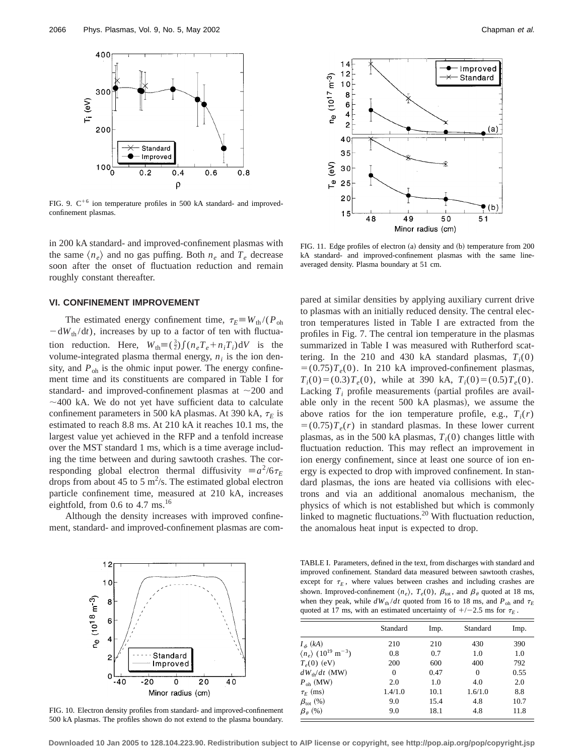FIG. 9. $C^{+6}$ ion temperature profiles in 500 kA standard- and improved-confinement plasmas.

FIG. 11. Edge profiles of electron (a) density and (b) temperature from 200 kA standard- and improved-confinement plasmas with the same line-averaged density. Plasma boundary at 51 cm.

in 200 kA standard- and improved-confinement plasmas with the same $\langle n_e \rangle$ and no gas puffing. Both $n_e$ and $T_e$ decrease soon after the onset of fluctuation reduction and remain roughly constant thereafter.

## VI. CONFINEMENT IMPROVEMENT

The estimated energy confinement time, $\tau_E \equiv W_{\text{th}}/(P_{\text{oh}} - dW_{\text{th}}/dt)$, increases by up to a factor of ten with fluctuation reduction. Here, $W_{\text{th}} \equiv (\frac{3}{2})\int (n_e T_e + n_i T_i) dV$ is the volume-integrated plasma thermal energy, $n_i$ is the ion density, and $P_{\text{oh}}$ is the ohmic input power. The energy confinement time and its constituents are compared in Table I for standard- and improved-confinement plasmas at $\sim$200 and $\sim$400 kA. We do not yet have sufficient data to calculate confinement parameters in 500 kA plasmas. At 390 kA, $\tau_E$ is estimated to reach 8.8 ms. At 210 kA it reaches 10.1 ms, the largest value yet achieved in the RFP and a tenfold increase over the MST standard 1 ms, which is a time average including the time between and during sawtooth crashes. The corresponding global electron thermal diffusivity $\equiv a^2/6\tau_E$ drops from about 45 to 5 $m^2$/s. The estimated global electron particle confinement time, measured at 210 kA, increases eightfold, from 0.6 to 4.7 ms.[16]

Although the density increases with improved confinement, standard- and improved-confinement plasmas are compared at similar densities by applying auxiliary current drive to plasmas with an initially reduced density. The central electron temperatures listed in Table I are extracted from the profiles in Fig. 7. The central ion temperature in the plasmas summarized in Table I was measured with Rutherford scattering. In the 210 and 430 kA standard plasmas, $T_i(0) = (0.75)T_e(0)$. In 210 kA improved-confinement plasmas, $T_i(0) = (0.3)T_e(0)$, while at 390 kA, $T_i(0) = (0.5)T_e(0)$. Lacking $T_i$ profile measurements (partial profiles are available only in the recent 500 kA plasmas), we assume the above ratios for the ion temperature profile, e.g., $T_i(r) = (0.75)T_e(r)$ in standard plasmas. In these lower current plasmas, as in the 500 kA plasmas, $T_i(0)$ changes little with fluctuation reduction. This may reflect an improvement in ion energy confinement, since at least one source of ion energy is expected to drop with improved confinement. In standard plasmas, the ions are heated via collisions with electrons and via an additional anomalous mechanism, the physics of which is not established but which is commonly linked to magnetic fluctuations.[20] With fluctuation reduction, the anomalous heat input is expected to drop.

FIG. 10. Electron density profiles from standard- and improved-confinement 500 kA plasmas. The profiles shown do not extend to the plasma boundary.

TABLE I. Parameters, defined in the text, from discharges with standard and improved confinement. Standard data measured between sawtooth crashes, except for $\tau_E$, where values between crashes and including crashes are shown. Improved-confinement $\langle n_e \rangle$, $T_e(0)$, $\beta_{\text{tot}}$, and $\beta_\theta$ quoted at 18 ms, when they peak, while $dW_{\text{th}}/dt$ quoted from 16 to 18 ms, and $P_{\text{oh}}$ and $\tau_E$ quoted at 17 ms, with an estimated uncertainty of +/−2.5 ms for $\tau_E$.

| | Standard | Imp. | Standard | Imp. |
|---|---|---|---|---|
| $I_\phi$ (kA) | 210 | 210 | 430 | 390 |
| $\langle n_e \rangle$ ($10^{19}$ m$^{-3}$) | 0.8 | 0.7 | 1.0 | 1.0 |
| $T_e(0)$ (eV) | 200 | 600 | 400 | 792 |
| $dW_{\text{th}}/dt$ (MW) | 0 | 0.47 | 0 | 0.55 |
| $P_{\text{oh}}$ (MW) | 2.0 | 1.0 | 4.0 | 2.0 |
| $\tau_E$ (ms) | 1.4/1.0 | 10.1 | 1.6/1.0 | 8.8 |
| $\beta_{\text{tot}}$ (%) | 9.0 | 15.4 | 4.8 | 10.7 |
| $\beta_\theta$ (%) | 9.0 | 18.1 | 4.8 | 11.8 |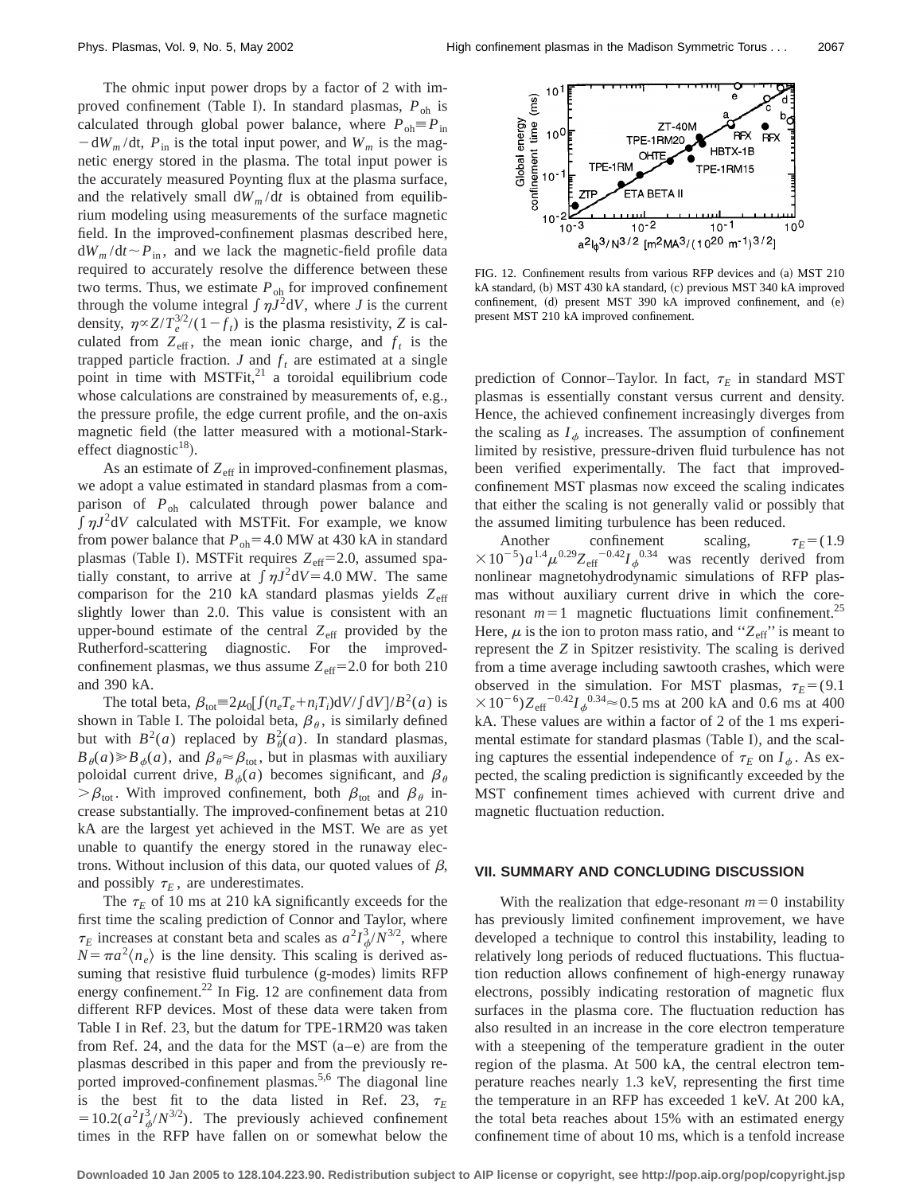The ohmic input power drops by a factor of 2 with improved confinement (Table I). In standard plasmas, $P_{oh}$ is calculated through global power balance, where $P_{oh} \equiv P_{in} - dW_m/dt$, $P_{in}$ is the total input power, and $W_m$ is the magnetic energy stored in the plasma. The total input power is the accurately measured Poynting flux at the plasma surface, and the relatively small $dW_m/dt$ is obtained from equilibrium modeling using measurements of the surface magnetic field. In the improved-confinement plasmas described here, $dW_m/dt \sim P_{in}$, and we lack the magnetic-field profile data required to accurately resolve the difference between these two terms. Thus, we estimate $P_{oh}$ for improved confinement through the volume integral $\int \eta J^2 dV$, where $J$ is the current density, $\eta \propto Z/T_e^{3/2}/(1-f_t)$ is the plasma resistivity, $Z$ is calculated from $Z_{eff}$, the mean ionic charge, and $f_t$ is the trapped particle fraction. $J$ and $f_t$ are estimated at a single point in time with MSTFit,[21] a toroidal equilibrium code whose calculations are constrained by measurements of, e.g., the pressure profile, the edge current profile, and the on-axis magnetic field (the latter measured with a motional-Stark-effect diagnostic[18]).

As an estimate of $Z_{eff}$ in improved-confinement plasmas, we adopt a value estimated in standard plasmas from a comparison of $P_{oh}$ calculated through power balance and $\int \eta J^2 dV$ calculated with MSTFit. For example, we know from power balance that $P_{oh} = 4.0$ MW at 430 kA in standard plasmas (Table I). MSTFit requires $Z_{eff} = 2.0$, assumed spatially constant, to arrive at $\int \eta J^2 dV = 4.0$ MW. The same comparison for the 210 kA standard plasmas yields $Z_{eff}$ slightly lower than 2.0. This value is consistent with an upper-bound estimate of the central $Z_{eff}$ provided by the Rutherford-scattering diagnostic. For the improved-confinement plasmas, we thus assume $Z_{eff} = 2.0$ for both 210 and 390 kA.

The total beta, $\beta_{tot} \equiv 2\mu_0[\int (n_e T_e + n_i T_i) dV / \int dV]/B^2(a)$ is shown in Table I. The poloidal beta, $\beta_\theta$, is similarly defined but with $B^2(a)$ replaced by $B_\theta^2(a)$. In standard plasmas, $B_\theta(a) \gg B_\phi(a)$, and $\beta_\theta \approx \beta_{tot}$, but in plasmas with auxiliary poloidal current drive, $B_\phi(a)$ becomes significant, and $\beta_\theta > \beta_{tot}$. With improved confinement, both $\beta_{tot}$ and $\beta_\theta$ increase substantially. The improved-confinement betas at 210 kA are the largest yet achieved in the MST. We are as yet unable to quantify the energy stored in the runaway electrons. Without inclusion of this data, our quoted values of $\beta$, and possibly $\tau_E$, are underestimates.

The $\tau_E$ of 10 ms at 210 kA significantly exceeds for the first time the scaling prediction of Connor and Taylor, where $\tau_E$ increases at constant beta and scales as $a^2 I_\phi^3/N^{3/2}$, where $N = \pi a^2 \langle n_e \rangle$ is the line density. This scaling is derived assuming that resistive fluid turbulence (g-modes) limits RFP energy confinement.[22] In Fig. 12 are confinement data from different RFP devices. Most of these data were taken from Table I in Ref. 23, but the datum for TPE-1RM20 was taken from Ref. 24, and the data for the MST (a–e) are from the plasmas described in this paper and from the previously reported improved-confinement plasmas.[5,6] The diagonal line is the best fit to the data listed in Ref. 23, $\tau_E = 10.2(a^2 I_\phi^3/N^{3/2})$. The previously achieved confinement times in the RFP have fallen on or somewhat below the prediction of Connor–Taylor. In fact, $\tau_E$ in standard MST plasmas is essentially constant versus current and density. Hence, the achieved confinement increasingly diverges from the scaling as $I_\phi$ increases. The assumption of confinement limited by resistive, pressure-driven fluid turbulence has not been verified experimentally. The fact that improved-confinement MST plasmas now exceed the scaling indicates that either the scaling is not generally valid or possibly that the assumed limiting turbulence has been reduced.

FIG. 12. Confinement results from various RFP devices and (a) MST 210 kA standard, (b) MST 430 kA standard, (c) previous MST 340 kA improved confinement, (d) present MST 390 kA improved confinement, and (e) present MST 210 kA improved confinement.

Another confinement scaling, $\tau_E = (1.9 \times 10^{-5}) a^{1.4} \mu^{0.29} Z_{eff}^{-0.42} I_\phi^{0.34}$ was recently derived from nonlinear magnetohydrodynamic simulations of RFP plasmas without auxiliary current drive in which the core-resonant $m=1$ magnetic fluctuations limit confinement.[25] Here, $\mu$ is the ion to proton mass ratio, and "$Z_{eff}$" is meant to represent the $Z$ in Spitzer resistivity. The scaling is derived from a time average including sawtooth crashes, which were observed in the simulation. For MST plasmas, $\tau_E = (9.1 \times 10^{-6}) Z_{eff}^{-0.42} I_\phi^{0.34} \approx 0.5$ ms at 200 kA and 0.6 ms at 400 kA. These values are within a factor of 2 of the 1 ms experimental estimate for standard plasmas (Table I), and the scaling captures the essential independence of $\tau_E$ on $I_\phi$. As expected, the scaling prediction is significantly exceeded by the MST confinement times achieved with current drive and magnetic fluctuation reduction.

## VII. SUMMARY AND CONCLUDING DISCUSSION

With the realization that edge-resonant $m=0$ instability has previously limited confinement improvement, we have developed a technique to control this instability, leading to relatively long periods of reduced fluctuations. This fluctuation reduction allows confinement of high-energy runaway electrons, possibly indicating restoration of magnetic flux surfaces in the plasma core. The fluctuation reduction has also resulted in an increase in the core electron temperature with a steepening of the temperature gradient in the outer region of the plasma. At 500 kA, the central electron temperature reaches nearly 1.3 keV, representing the first time the temperature in an RFP has exceeded 1 keV. At 200 kA, the total beta reaches about 15% with an estimated energy confinement time of about 10 ms, which is a tenfold increase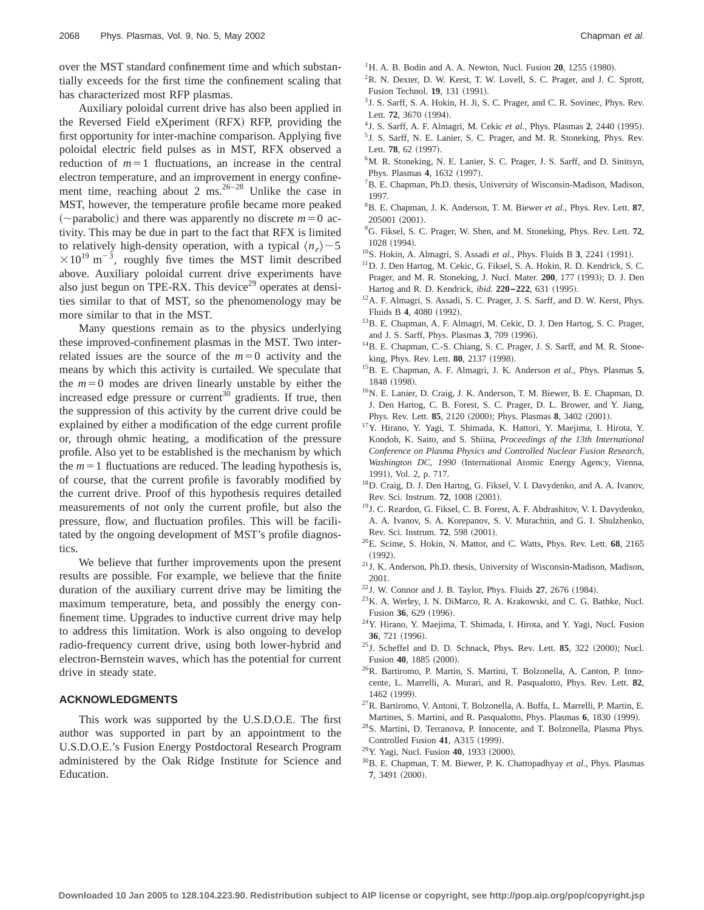over the MST standard confinement time and which substantially exceeds for the first time the confinement scaling that has characterized most RFP plasmas.

Auxiliary poloidal current drive has also been applied in the Reversed Field eXperiment (RFX) RFP, providing the first opportunity for inter-machine comparison. Applying five poloidal electric field pulses as in MST, RFX observed a reduction of $m=1$ fluctuations, an increase in the central electron temperature, and an improvement in energy confinement time, reaching about 2 ms.[26–28] Unlike the case in MST, however, the temperature profile became more peaked (~parabolic) and there was apparently no discrete $m=0$ activity. This may be due in part to the fact that RFX is limited to relatively high-density operation, with a typical $\langle n_e \rangle \sim 5 \times 10^{19}\ \mathrm{m}^{-3}$, roughly five times the MST limit described above. Auxiliary poloidal current drive experiments have also just begun on TPE-RX. This device[29] operates at densities similar to that of MST, so the phenomenology may be more similar to that in the MST.

Many questions remain as to the physics underlying these improved-confinement plasmas in the MST. Two interrelated issues are the source of the $m=0$ activity and the means by which this activity is curtailed. We speculate that the $m=0$ modes are driven linearly unstable by either the increased edge pressure or current[30] gradients. If true, then the suppression of this activity by the current drive could be explained by either a modification of the edge current profile or, through ohmic heating, a modification of the pressure profile. Also yet to be established is the mechanism by which the $m=1$ fluctuations are reduced. The leading hypothesis is, of course, that the current profile is favorably modified by the current drive. Proof of this hypothesis requires detailed measurements of not only the current profile, but also the pressure, flow, and fluctuation profiles. This will be facilitated by the ongoing development of MST's profile diagnostics.

We believe that further improvements upon the present results are possible. For example, we believe that the finite duration of the auxiliary current drive may be limiting the maximum temperature, beta, and possibly the energy confinement time. Upgrades to inductive current drive may help to address this limitation. Work is also ongoing to develop radio-frequency current drive, using both lower-hybrid and electron-Bernstein waves, which has the potential for current drive in steady state.

## ACKNOWLEDGMENTS

This work was supported by the U.S.D.O.E. The first author was supported in part by an appointment to the U.S.D.O.E.'s Fusion Energy Postdoctoral Research Program administered by the Oak Ridge Institute for Science and Education.

[1] H. A. B. Bodin and A. A. Newton, Nucl. Fusion **20**, 1255 (1980).
[2] R. N. Dexter, D. W. Kerst, T. W. Lovell, S. C. Prager, and J. C. Sprott, Fusion Technol. **19**, 131 (1991).
[3] J. S. Sarff, S. A. Hokin, H. Ji, S. C. Prager, and C. R. Sovinec, Phys. Rev. Lett. **72**, 3670 (1994).
[4] J. S. Sarff, A. F. Almagri, M. Cekic *et al.*, Phys. Plasmas **2**, 2440 (1995).
[5] J. S. Sarff, N. E. Lanier, S. C. Prager, and M. R. Stoneking, Phys. Rev. Lett. **78**, 62 (1997).
[6] M. R. Stoneking, N. E. Lanier, S. C. Prager, J. S. Sarff, and D. Sinitsyn, Phys. Plasmas **4**, 1632 (1997).
[7] B. E. Chapman, Ph.D. thesis, University of Wisconsin-Madison, Madison, 1997.
[8] B. E. Chapman, J. K. Anderson, T. M. Biewer *et al.*, Phys. Rev. Lett. **87**, 205001 (2001).
[9] G. Fiksel, S. C. Prager, W. Shen, and M. Stoneking, Phys. Rev. Lett. **72**, 1028 (1994).
[10] S. Hokin, A. Almagri, S. Assadi *et al.*, Phys. Fluids B **3**, 2241 (1991).
[11] D. J. Den Hartog, M. Cekic, G. Fiksel, S. A. Hokin, R. D. Kendrick, S. C. Prager, and M. R. Stoneking, J. Nucl. Mater. **200**, 177 (1993); D. J. Den Hartog and R. D. Kendrick, *ibid.* **220–222**, 631 (1995).
[12] A. F. Almagri, S. Assadi, S. C. Prager, J. S. Sarff, and D. W. Kerst, Phys. Fluids B **4**, 4080 (1992).
[13] B. E. Chapman, A. F. Almagri, M. Cekic, D. J. Den Hartog, S. C. Prager, and J. S. Sarff, Phys. Plasmas **3**, 709 (1996).
[14] B. E. Chapman, C.-S. Chiang, S. C. Prager, J. S. Sarff, and M. R. Stoneking, Phys. Rev. Lett. **80**, 2137 (1998).
[15] B. E. Chapman, A. F. Almagri, J. K. Anderson *et al.*, Phys. Plasmas **5**, 1848 (1998).
[16] N. E. Lanier, D. Craig, J. K. Anderson, T. M. Biewer, B. E. Chapman, D. J. Den Hartog, C. B. Forest, S. C. Prager, D. L. Brower, and Y. Jiang, Phys. Rev. Lett. **85**, 2120 (2000); Phys. Plasmas **8**, 3402 (2001).
[17] Y. Hirano, Y. Yagi, T. Shimada, K. Hattori, Y. Maejima, I. Hirota, Y. Kondoh, K. Saito, and S. Shiina, *Proceedings of the 13th International Conference on Plasma Physics and Controlled Nuclear Fusion Research, Washington DC, 1990* (International Atomic Energy Agency, Vienna, 1991), Vol. 2, p. 717.
[18] D. Craig, D. J. Den Hartog, G. Fiksel, V. I. Davydenko, and A. A. Ivanov, Rev. Sci. Instrum. **72**, 1008 (2001).
[19] J. C. Reardon, G. Fiksel, C. B. Forest, A. F. Abdrashitov, V. I. Davydenko, A. A. Ivanov, S. A. Korepanov, S. V. Murachtin, and G. I. Shulzhenko, Rev. Sci. Instrum. **72**, 598 (2001).
[20] E. Scime, S. Hokin, N. Mattor, and C. Watts, Phys. Rev. Lett. **68**, 2165 (1992).
[21] J. K. Anderson, Ph.D. thesis, University of Wisconsin-Madison, Madison, 2001.
[22] J. W. Connor and J. B. Taylor, Phys. Fluids **27**, 2676 (1984).
[23] K. A. Werley, J. N. DiMarco, R. A. Krakowski, and C. G. Bathke, Nucl. Fusion **36**, 629 (1996).
[24] Y. Hirano, Y. Maejima, T. Shimada, I. Hirota, and Y. Yagi, Nucl. Fusion **36**, 721 (1996).
[25] J. Scheffel and D. D. Schnack, Phys. Rev. Lett. **85**, 322 (2000); Nucl. Fusion **40**, 1885 (2000).
[26] R. Bartiromo, P. Martin, S. Martini, T. Bolzonella, A. Canton, P. Innocente, L. Marrelli, A. Murari, and R. Pasqualotto, Phys. Rev. Lett. **82**, 1462 (1999).
[27] R. Bartiromo, V. Antoni, T. Bolzonella, A. Buffa, L. Marrelli, P. Martin, E. Martines, S. Martini, and R. Pasqualotto, Phys. Plasmas **6**, 1830 (1999).
[28] S. Martini, D. Terranova, P. Innocente, and T. Bolzonella, Plasma Phys. Controlled Fusion **41**, A315 (1999).
[29] Y. Yagi, Nucl. Fusion **40**, 1933 (2000).
[30] B. E. Chapman, T. M. Biewer, P. K. Chattopadhyay *et al.*, Phys. Plasmas **7**, 3491 (2000).